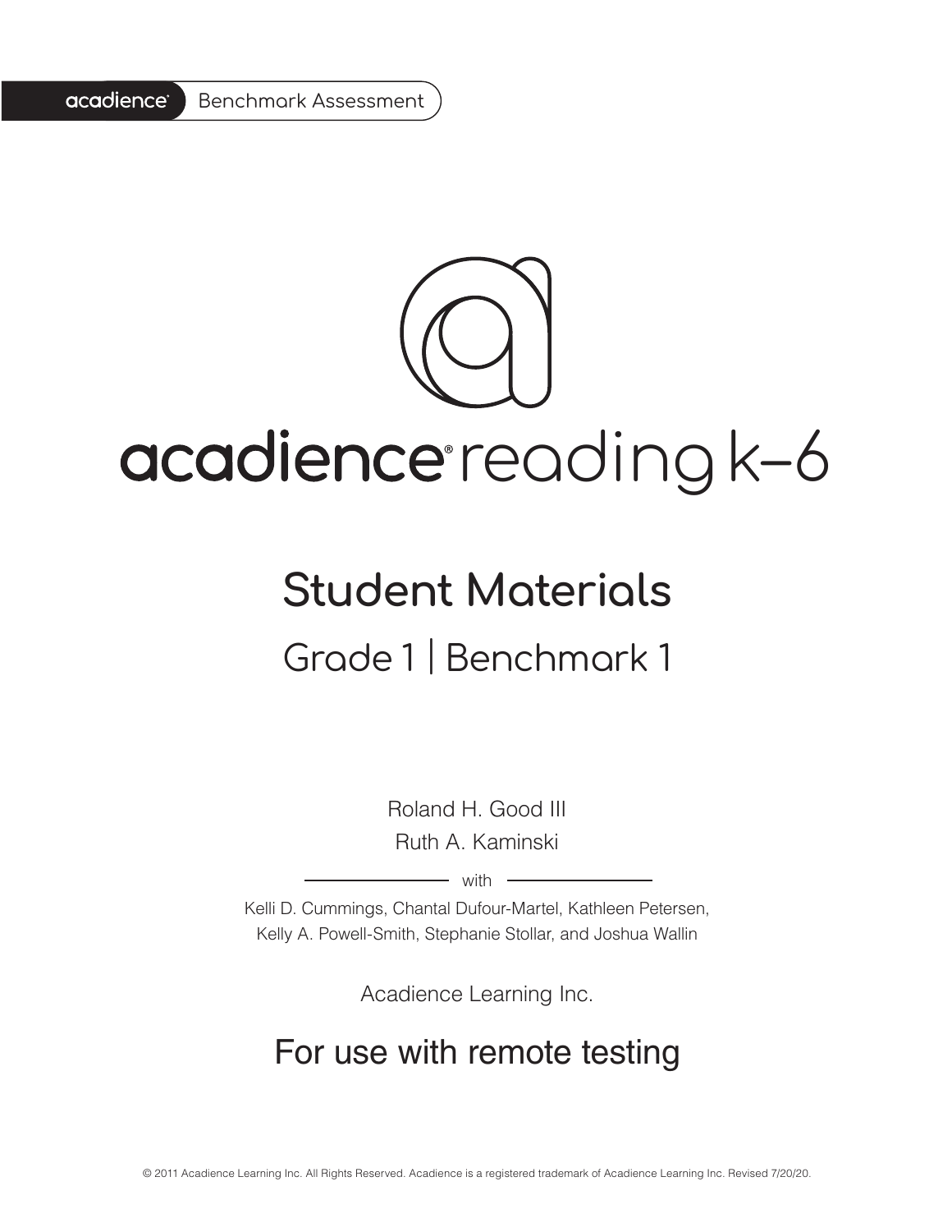acadience® Benchmark Assessment

# acadience® reading k–6

## Student Materials

### Grade 1 | Benchmark 1

Roland H. Good III
Ruth A. Kaminski

with

Kelli D. Cummings, Chantal Dufour-Martel, Kathleen Petersen, Kelly A. Powell-Smith, Stephanie Stollar, and Joshua Wallin

Acadience Learning Inc.

## For use with remote testing

© 2011 Acadience Learning Inc. All Rights Reserved. Acadience is a registered trademark of Acadience Learning Inc. Revised 7/20/20.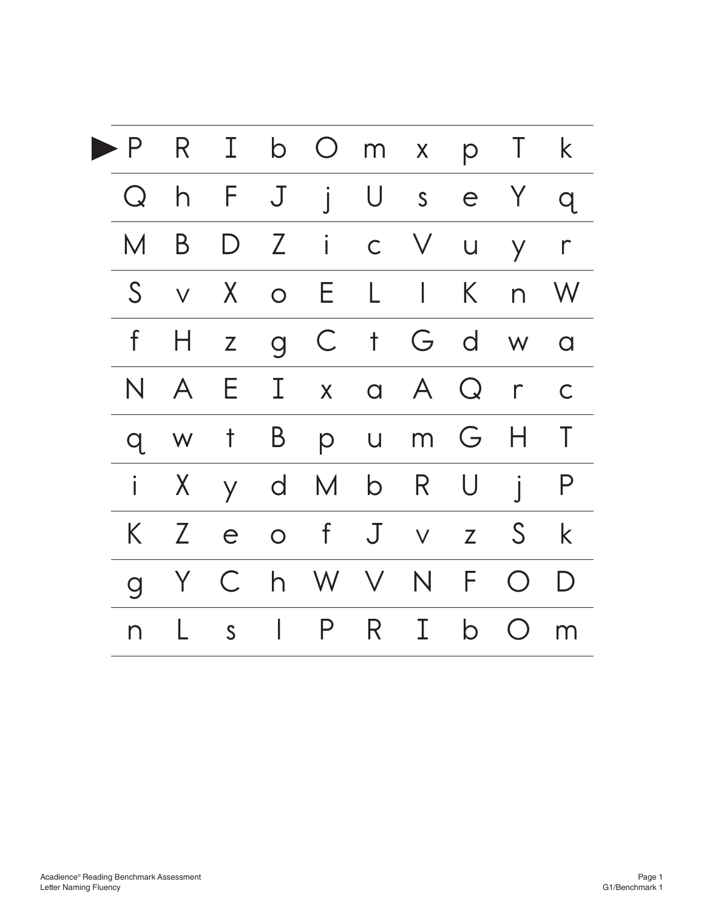| P | R | I | b | O | m | x | p | T | k |
|---|---|---|---|---|---|---|---|---|---|
| Q | h | F | J | j | U | s | e | Y | q |
| M | B | D | Z | i | c | V | u | y | r |
| S | v | X | o | E | L | l | K | n | W |
| f | H | z | g | C | t | G | d | w | a |
| N | A | E | I | x | a | A | Q | r | c |
| q | w | t | B | p | u | m | G | H | T |
| i | X | y | d | M | b | R | U | j | P |
| K | Z | e | o | f | J | v | z | S | k |
| g | Y | C | h | W | V | N | F | O | D |
| n | L | s | l | P | R | I | b | O | m |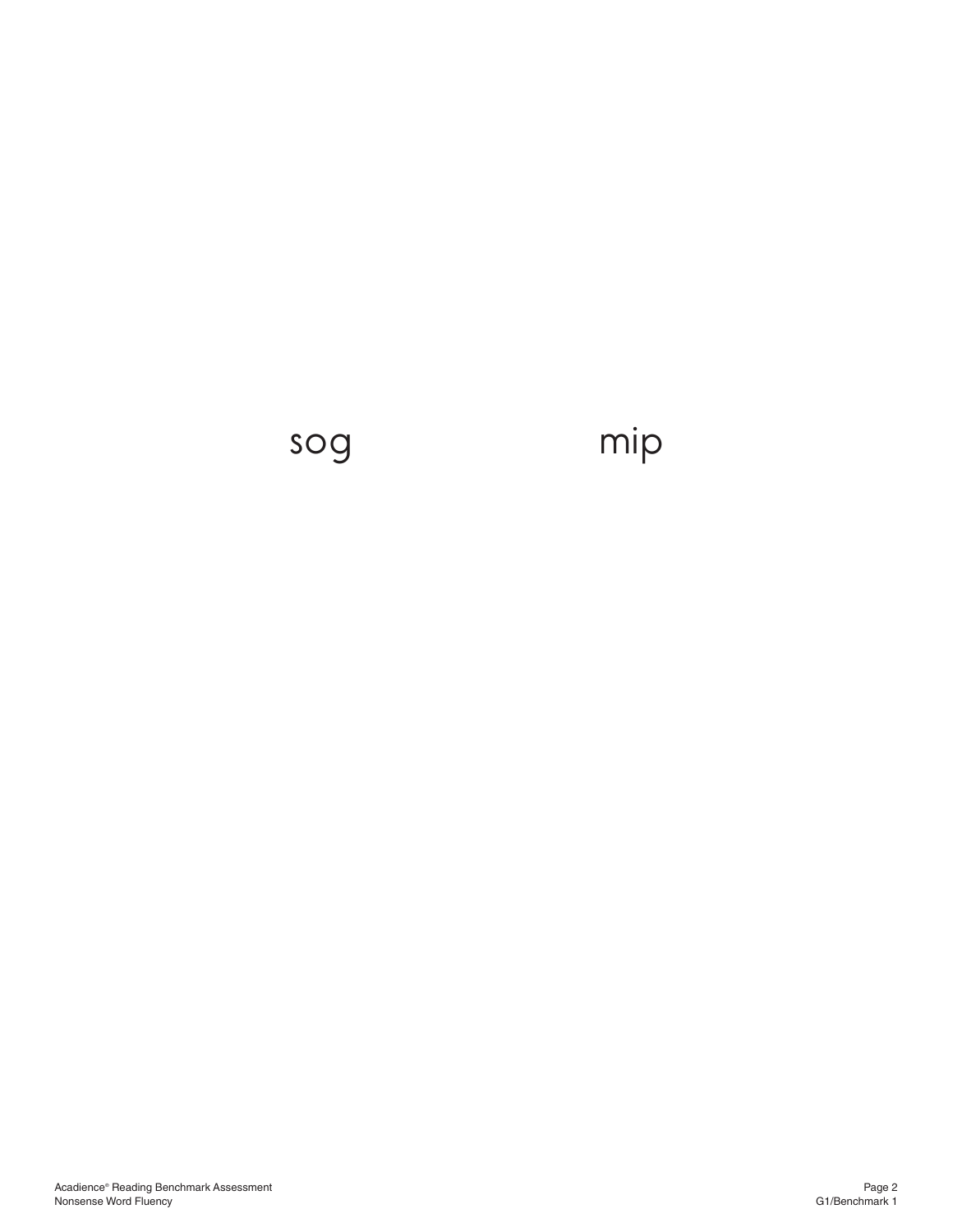sog mip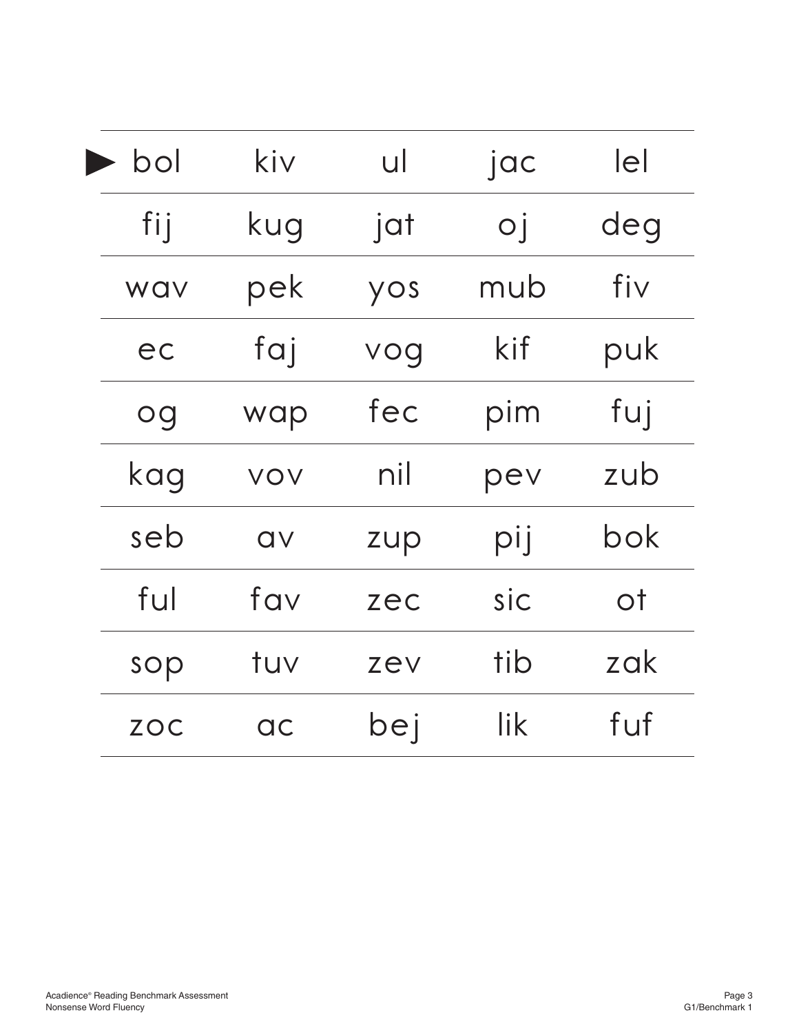| | | | | |
|---|---|---|---|---|
| ► bol | kiv | ul | jac | lel |
| fij | kug | jat | oj | deg |
| wav | pek | yos | mub | fiv |
| ec | faj | vog | kif | puk |
| og | wap | fec | pim | fuj |
| kag | vov | nil | pev | zub |
| seb | av | zup | pij | bok |
| ful | fav | zec | sic | ot |
| sop | tuv | zev | tib | zak |
| zoc | ac | bej | lik | fuf |